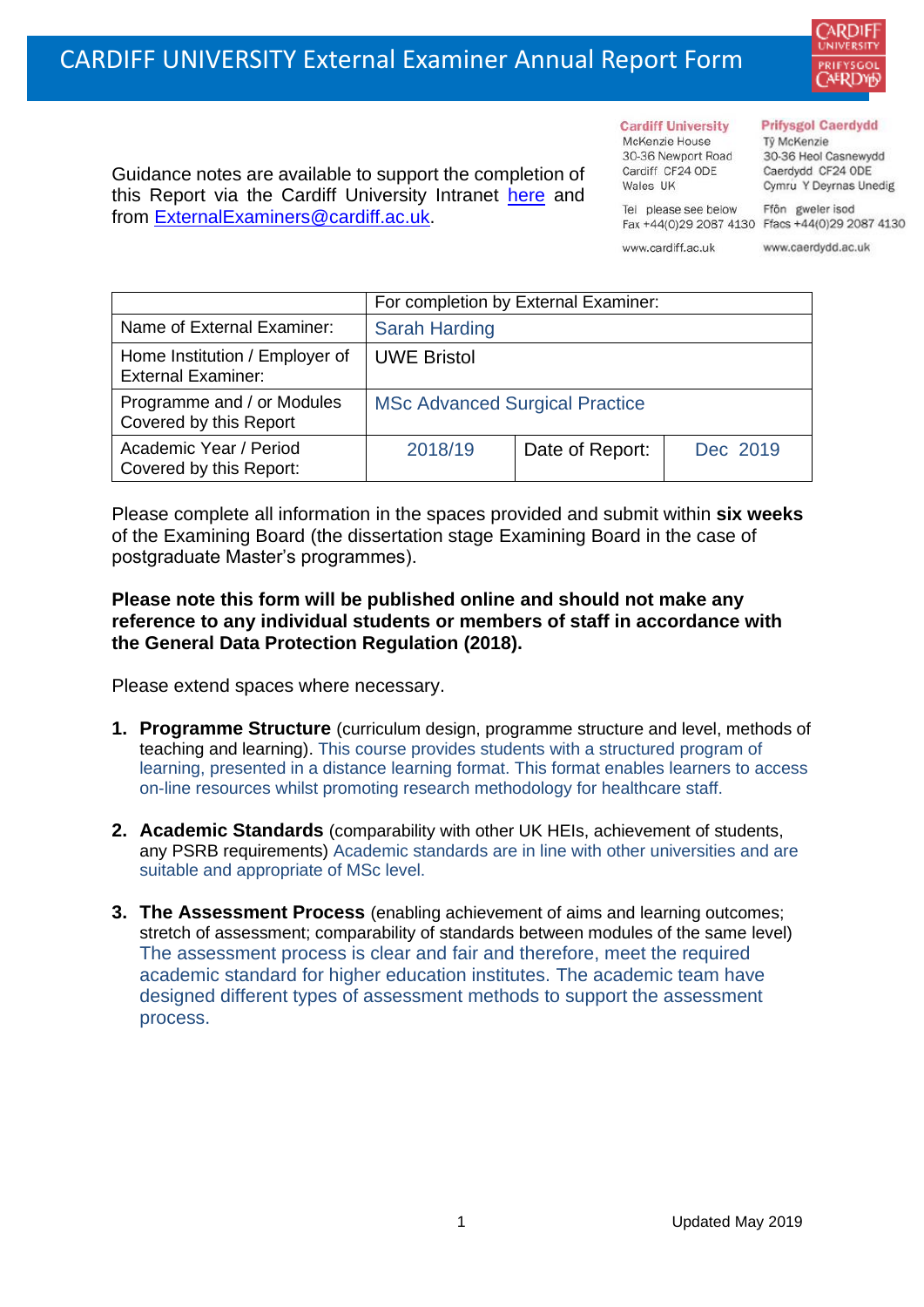# CARDIFF UNIVERSITY External Examiner Annual Report Form

Guidance notes are available to support the completion of this Report via the Cardiff University Intranet here and from ExternalExaminers@cardiff.ac.uk.

**Cardiff University**
McKenzie House
30-36 Newport Road
Cardiff CF24 0DE
Wales UK

Tel please see below
Fax +44(0)29 2087 4130

www.cardiff.ac.uk

**Prifysgol Caerdydd**
Tŷ McKenzie
30-36 Heol Casnewydd
Caerdydd CF24 0DE
Cymru Y Deyrnas Unedig

Ffôn gweler isod
Ffacs +44(0)29 2087 4130

www.caerdydd.ac.uk

| | For completion by External Examiner: | | |
|---|---|---|---|
| Name of External Examiner: | Sarah Harding | | |
| Home Institution / Employer of External Examiner: | UWE Bristol | | |
| Programme and / or Modules Covered by this Report | MSc Advanced Surgical Practice | | |
| Academic Year / Period Covered by this Report: | 2018/19 | Date of Report: | Dec 2019 |

Please complete all information in the spaces provided and submit within **six weeks** of the Examining Board (the dissertation stage Examining Board in the case of postgraduate Master's programmes).

**Please note this form will be published online and should not make any reference to any individual students or members of staff in accordance with the General Data Protection Regulation (2018).**

Please extend spaces where necessary.

1. **Programme Structure** (curriculum design, programme structure and level, methods of teaching and learning). This course provides students with a structured program of learning, presented in a distance learning format. This format enables learners to access on-line resources whilst promoting research methodology for healthcare staff.

2. **Academic Standards** (comparability with other UK HEIs, achievement of students, any PSRB requirements) Academic standards are in line with other universities and are suitable and appropriate of MSc level.

3. **The Assessment Process** (enabling achievement of aims and learning outcomes; stretch of assessment; comparability of standards between modules of the same level) The assessment process is clear and fair and therefore, meet the required academic standard for higher education institutes. The academic team have designed different types of assessment methods to support the assessment process.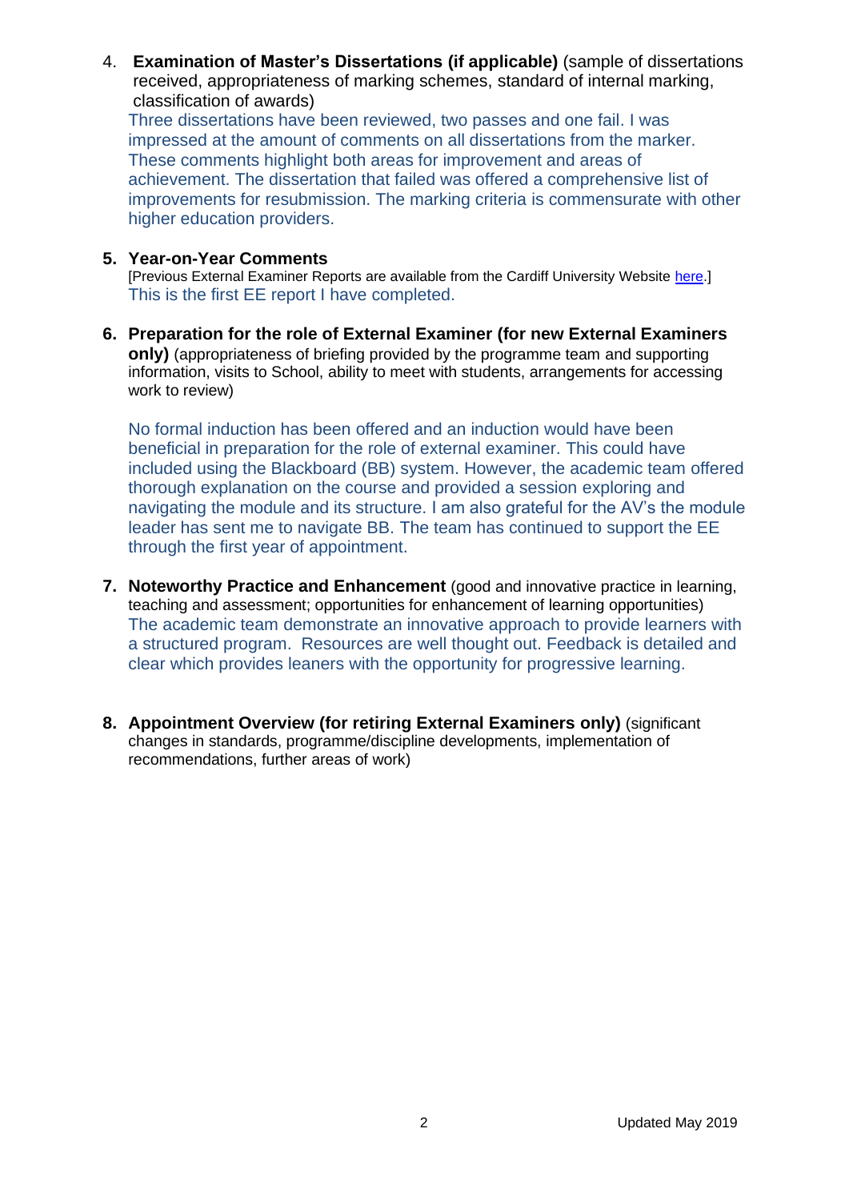4. **Examination of Master's Dissertations (if applicable)** (sample of dissertations received, appropriateness of marking schemes, standard of internal marking, classification of awards)

   Three dissertations have been reviewed, two passes and one fail. I was impressed at the amount of comments on all dissertations from the marker. These comments highlight both areas for improvement and areas of achievement. The dissertation that failed was offered a comprehensive list of improvements for resubmission. The marking criteria is commensurate with other higher education providers.

5. **Year-on-Year Comments**

   [Previous External Examiner Reports are available from the Cardiff University Website here.]

   This is the first EE report I have completed.

6. **Preparation for the role of External Examiner (for new External Examiners only)** (appropriateness of briefing provided by the programme team and supporting information, visits to School, ability to meet with students, arrangements for accessing work to review)

   No formal induction has been offered and an induction would have been beneficial in preparation for the role of external examiner. This could have included using the Blackboard (BB) system. However, the academic team offered thorough explanation on the course and provided a session exploring and navigating the module and its structure. I am also grateful for the AV's the module leader has sent me to navigate BB. The team has continued to support the EE through the first year of appointment.

7. **Noteworthy Practice and Enhancement** (good and innovative practice in learning, teaching and assessment; opportunities for enhancement of learning opportunities)

   The academic team demonstrate an innovative approach to provide learners with a structured program. Resources are well thought out. Feedback is detailed and clear which provides leaners with the opportunity for progressive learning.

8. **Appointment Overview (for retiring External Examiners only)** (significant changes in standards, programme/discipline developments, implementation of recommendations, further areas of work)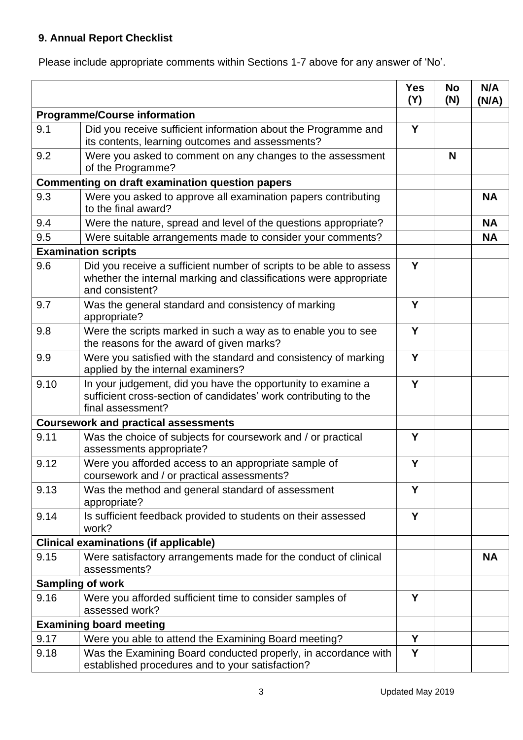### 9. Annual Report Checklist

Please include appropriate comments within Sections 1-7 above for any answer of 'No'.

| | | Yes (Y) | No (N) | N/A (N/A) |
|---|---|---|---|---|
| **Programme/Course information** | | | | |
| 9.1 | Did you receive sufficient information about the Programme and its contents, learning outcomes and assessments? | **Y** | | |
| 9.2 | Were you asked to comment on any changes to the assessment of the Programme? | | **N** | |
| **Commenting on draft examination question papers** | | | | |
| 9.3 | Were you asked to approve all examination papers contributing to the final award? | | | **NA** |
| 9.4 | Were the nature, spread and level of the questions appropriate? | | | **NA** |
| 9.5 | Were suitable arrangements made to consider your comments? | | | **NA** |
| **Examination scripts** | | | | |
| 9.6 | Did you receive a sufficient number of scripts to be able to assess whether the internal marking and classifications were appropriate and consistent? | **Y** | | |
| 9.7 | Was the general standard and consistency of marking appropriate? | **Y** | | |
| 9.8 | Were the scripts marked in such a way as to enable you to see the reasons for the award of given marks? | **Y** | | |
| 9.9 | Were you satisfied with the standard and consistency of marking applied by the internal examiners? | **Y** | | |
| 9.10 | In your judgement, did you have the opportunity to examine a sufficient cross-section of candidates' work contributing to the final assessment? | **Y** | | |
| **Coursework and practical assessments** | | | | |
| 9.11 | Was the choice of subjects for coursework and / or practical assessments appropriate? | **Y** | | |
| 9.12 | Were you afforded access to an appropriate sample of coursework and / or practical assessments? | **Y** | | |
| 9.13 | Was the method and general standard of assessment appropriate? | **Y** | | |
| 9.14 | Is sufficient feedback provided to students on their assessed work? | **Y** | | |
| **Clinical examinations (if applicable)** | | | | |
| 9.15 | Were satisfactory arrangements made for the conduct of clinical assessments? | | | **NA** |
| **Sampling of work** | | | | |
| 9.16 | Were you afforded sufficient time to consider samples of assessed work? | **Y** | | |
| **Examining board meeting** | | | | |
| 9.17 | Were you able to attend the Examining Board meeting? | **Y** | | |
| 9.18 | Was the Examining Board conducted properly, in accordance with established procedures and to your satisfaction? | **Y** | | |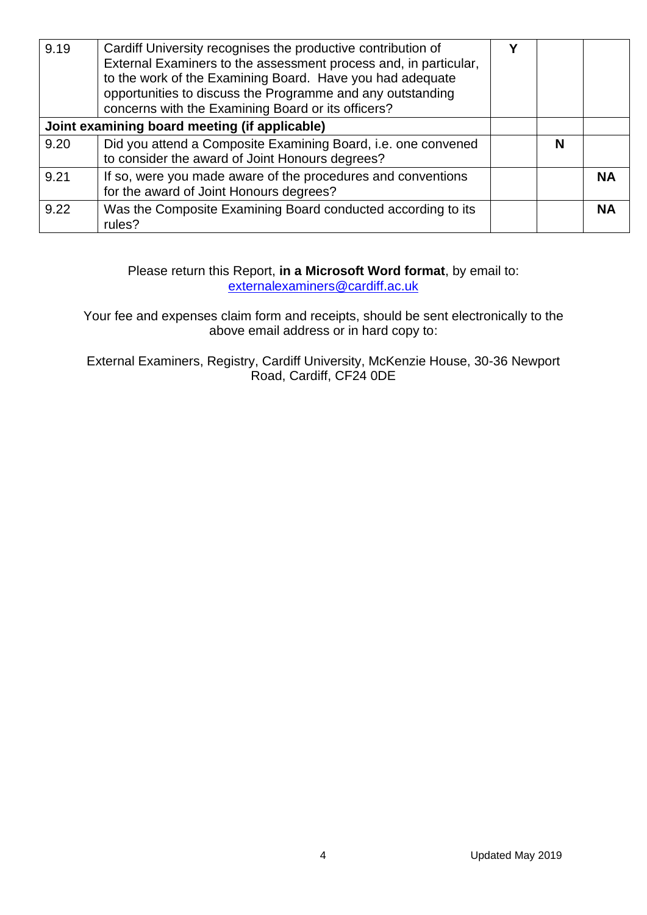| | | | | |
|---|---|---|---|---|
| 9.19 | Cardiff University recognises the productive contribution of External Examiners to the assessment process and, in particular, to the work of the Examining Board. Have you had adequate opportunities to discuss the Programme and any outstanding concerns with the Examining Board or its officers? | **Y** | | |
| **Joint examining board meeting (if applicable)** | | | | |
| 9.20 | Did you attend a Composite Examining Board, i.e. one convened to consider the award of Joint Honours degrees? | | **N** | |
| 9.21 | If so, were you made aware of the procedures and conventions for the award of Joint Honours degrees? | | | **NA** |
| 9.22 | Was the Composite Examining Board conducted according to its rules? | | | **NA** |

Please return this Report, **in a Microsoft Word format**, by email to: externalexaminers@cardiff.ac.uk

Your fee and expenses claim form and receipts, should be sent electronically to the above email address or in hard copy to:

External Examiners, Registry, Cardiff University, McKenzie House, 30-36 Newport Road, Cardiff, CF24 0DE

Updated May 2019